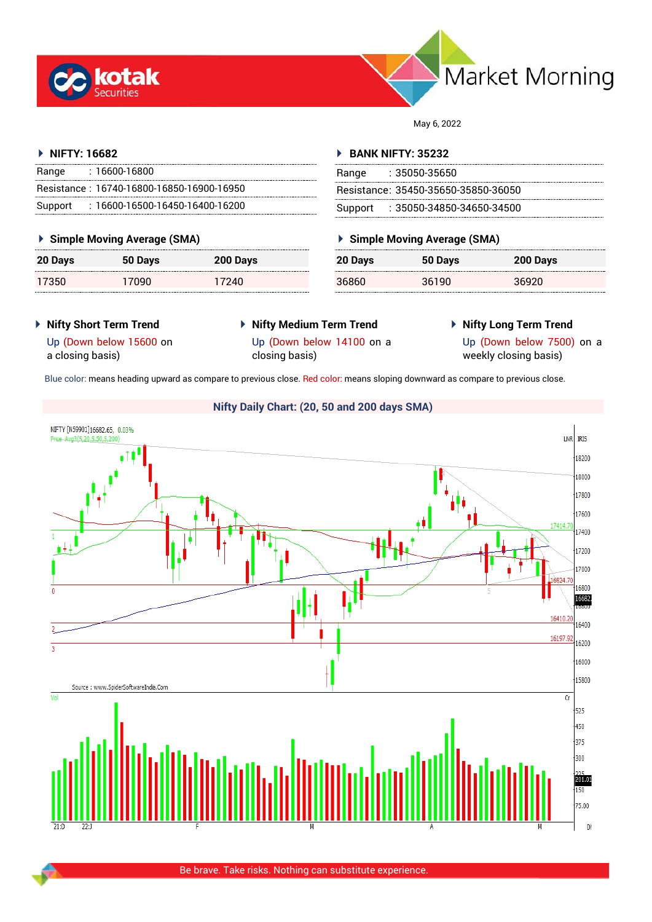# Market Morning

May 6, 2022

## NIFTY: 16682

| | |
|---|---|
| Range | : 16600-16800 |
| Resistance | : 16740-16800-16850-16900-16950 |
| Support | : 16600-16500-16450-16400-16200 |

### Simple Moving Average (SMA)

| 20 Days | 50 Days | 200 Days |
|---|---|---|
| 17350 | 17090 | 17240 |

## BANK NIFTY: 35232

| | |
|---|---|
| Range | : 35050-35650 |
| Resistance | : 35450-35650-35850-36050 |
| Support | : 35050-34850-34650-34500 |

### Simple Moving Average (SMA)

| 20 Days | 50 Days | 200 Days |
|---|---|---|
| 36860 | 36190 | 36920 |

### Nifty Short Term Trend

Up (Down below 15600 on a closing basis)

### Nifty Medium Term Trend

Up (Down below 14100 on a closing basis)

### Nifty Long Term Trend

Up (Down below 7500) on a weekly closing basis)

Blue color: means heading upward as compare to previous close. Red color: means sloping downward as compare to previous close.

### Nifty Daily Chart: (20, 50 and 200 days SMA)

Be brave. Take risks. Nothing can substitute experience.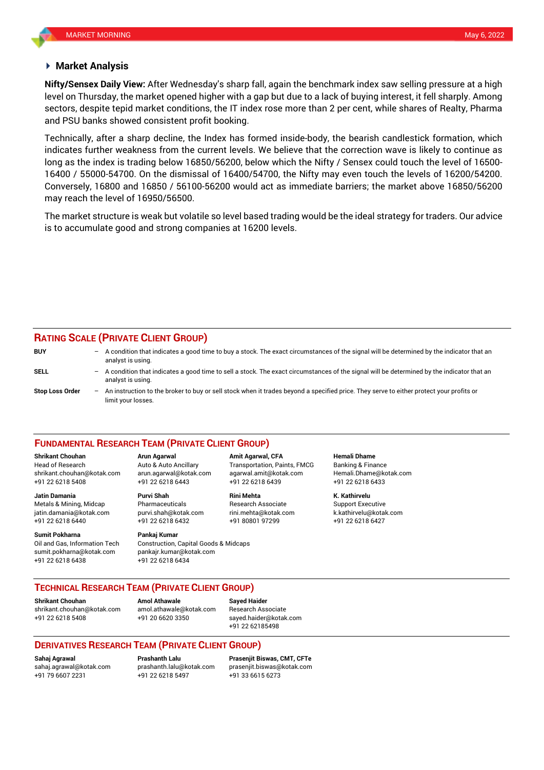## Market Analysis

**Nifty/Sensex Daily View:** After Wednesday's sharp fall, again the benchmark index saw selling pressure at a high level on Thursday, the market opened higher with a gap but due to a lack of buying interest, it fell sharply. Among sectors, despite tepid market conditions, the IT index rose more than 2 per cent, while shares of Realty, Pharma and PSU banks showed consistent profit booking.

Technically, after a sharp decline, the Index has formed inside-body, the bearish candlestick formation, which indicates further weakness from the current levels. We believe that the correction wave is likely to continue as long as the index is trading below 16850/56200, below which the Nifty / Sensex could touch the level of 16500-16400 / 55000-54700. On the dismissal of 16400/54700, the Nifty may even touch the levels of 16200/54200. Conversely, 16800 and 16850 / 56100-56200 would act as immediate barriers; the market above 16850/56200 may reach the level of 16950/56500.

The market structure is weak but volatile so level based trading would be the ideal strategy for traders. Our advice is to accumulate good and strong companies at 16200 levels.

## RATING SCALE (PRIVATE CLIENT GROUP)

**BUY** – A condition that indicates a good time to buy a stock. The exact circumstances of the signal will be determined by the indicator that an analyst is using.

**SELL** – A condition that indicates a good time to sell a stock. The exact circumstances of the signal will be determined by the indicator that an analyst is using.

**Stop Loss Order** – An instruction to the broker to buy or sell stock when it trades beyond a specified price. They serve to either protect your profits or limit your losses.

## FUNDAMENTAL RESEARCH TEAM (PRIVATE CLIENT GROUP)

**Shrikant Chouhan**
Head of Research
shrikant.chouhan@kotak.com
+91 22 6218 5408

**Arun Agarwal**
Auto & Auto Ancillary
arun.agarwal@kotak.com
+91 22 6218 6443

**Amit Agarwal, CFA**
Transportation, Paints, FMCG
agarwal.amit@kotak.com
+91 22 6218 6439

**Hemali Dhame**
Banking & Finance
Hemali.Dhame@kotak.com
+91 22 6218 6433

**Jatin Damania**
Metals & Mining, Midcap
jatin.damania@kotak.com
+91 22 6218 6440

**Purvi Shah**
Pharmaceuticals
purvi.shah@kotak.com
+91 22 6218 6432

**Rini Mehta**
Research Associate
rini.mehta@kotak.com
+91 80801 97299

**K. Kathirvelu**
Support Executive
k.kathirvelu@kotak.com
+91 22 6218 6427

**Sumit Pokharna**
Oil and Gas, Information Tech
sumit.pokharna@kotak.com
+91 22 6218 6438

**Pankaj Kumar**
Construction, Capital Goods & Midcaps
pankajr.kumar@kotak.com
+91 22 6218 6434

## TECHNICAL RESEARCH TEAM (PRIVATE CLIENT GROUP)

**Shrikant Chouhan**
shrikant.chouhan@kotak.com
+91 22 6218 5408

**Amol Athawale**
amol.athawale@kotak.com
+91 20 6620 3350

**Sayed Haider**
Research Associate
sayed.haider@kotak.com
+91 22 62185498

## DERIVATIVES RESEARCH TEAM (PRIVATE CLIENT GROUP)

**Sahaj Agrawal**
sahaj.agrawal@kotak.com
+91 79 6607 2231

**Prashanth Lalu**
prashanth.lalu@kotak.com
+91 22 6218 5497

**Prasenjit Biswas, CMT, CFTe**
prasenjit.biswas@kotak.com
+91 33 6615 6273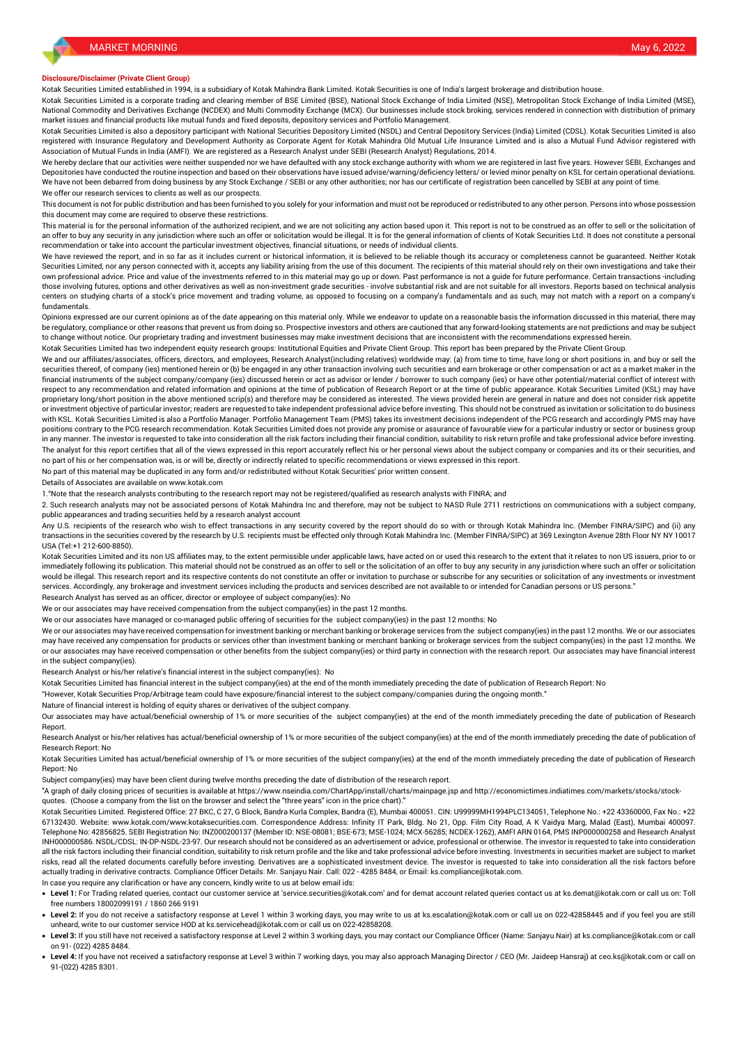**Disclosure/Disclaimer (Private Client Group)**

Kotak Securities Limited established in 1994, is a subsidiary of Kotak Mahindra Bank Limited. Kotak Securities is one of India's largest brokerage and distribution house.

Kotak Securities Limited is a corporate trading and clearing member of BSE Limited (BSE), National Stock Exchange of India Limited (NSE), Metropolitan Stock Exchange of India Limited (MSE), National Commodity and Derivatives Exchange (NCDEX) and Multi Commodity Exchange (MCX). Our businesses include stock broking, services rendered in connection with distribution of primary market issues and financial products like mutual funds and fixed deposits, depository services and Portfolio Management.

Kotak Securities Limited is also a depository participant with National Securities Depository Limited (NSDL) and Central Depository Services (India) Limited (CDSL). Kotak Securities Limited is also registered with Insurance Regulatory and Development Authority as Corporate Agent for Kotak Mahindra Old Mutual Life Insurance Limited and is also a Mutual Fund Advisor registered with Association of Mutual Funds in India (AMFI). We are registered as a Research Analyst under SEBI (Research Analyst) Regulations, 2014.

We hereby declare that our activities were neither suspended nor we have defaulted with any stock exchange authority with whom we are registered in last five years. However SEBI, Exchanges and Depositories have conducted the routine inspection and based on their observations have issued advise/warning/deficiency letters/ or levied minor penalty on KSL for certain operational deviations. We have not been debarred from doing business by any Stock Exchange / SEBI or any other authorities; nor has our certificate of registration been cancelled by SEBI at any point of time.

We offer our research services to clients as well as our prospects.

This document is not for public distribution and has been furnished to you solely for your information and must not be reproduced or redistributed to any other person. Persons into whose possession this document may come are required to observe these restrictions.

This material is for the personal information of the authorized recipient, and we are not soliciting any action based upon it. This report is not to be construed as an offer to sell or the solicitation of an offer to buy any security in any jurisdiction where such an offer or solicitation would be illegal. It is for the general information of clients of Kotak Securities Ltd. It does not constitute a personal recommendation or take into account the particular investment objectives, financial situations, or needs of individual clients.

We have reviewed the report, and in so far as it includes current or historical information, it is believed to be reliable though its accuracy or completeness cannot be guaranteed. Neither Kotak Securities Limited, nor any person connected with it, accepts any liability arising from the use of this document. The recipients of this material should rely on their own investigations and take their own professional advice. Price and value of the investments referred to in this material may go up or down. Past performance is not a guide for future performance. Certain transactions -including those involving futures, options and other derivatives as well as non-investment grade securities - involve substantial risk and are not suitable for all investors. Reports based on technical analysis centers on studying charts of a stock's price movement and trading volume, as opposed to focusing on a company's fundamentals and as such, may not match with a report on a company's fundamentals.

Opinions expressed are our current opinions as of the date appearing on this material only. While we endeavor to update on a reasonable basis the information discussed in this material, there may be regulatory, compliance or other reasons that prevent us from doing so. Prospective investors and others are cautioned that any forward-looking statements are not predictions and may be subject to change without notice. Our proprietary trading and investment businesses may make investment decisions that are inconsistent with the recommendations expressed herein.

Kotak Securities Limited has two independent equity research groups: Institutional Equities and Private Client Group. This report has been prepared by the Private Client Group.

We and our affiliates/associates, officers, directors, and employees, Research Analyst(including relatives) worldwide may: (a) from time to time, have long or short positions in, and buy or sell the securities thereof, of company (ies) mentioned herein or (b) be engaged in any other transaction involving such securities and earn brokerage or other compensation or act as a market maker in the financial instruments of the subject company/company (ies) discussed herein or act as advisor or lender / borrower to such company (ies) or have other potential/material conflict of interest with respect to any recommendation and related information and opinions at the time of publication of Research Report or at the time of public appearance. Kotak Securities Limited (KSL) may have proprietary long/short position in the above mentioned scrip(s) and therefore may be considered as interested. The views provided herein are general in nature and does not consider risk appetite or investment objective of particular investor; readers are requested to take independent professional advice before investing. This should not be construed as invitation or solicitation to do business with KSL. Kotak Securities Limited is also a Portfolio Manager. Portfolio Management Team (PMS) takes its investment decisions independent of the PCG research and accordingly PMS may have positions contrary to the PCG research recommendation. Kotak Securities Limited does not provide any promise or assurance of favourable view for a particular industry or sector or business group in any manner. The investor is requested to take into consideration all the risk factors including their financial condition, suitability to risk return profile and take professional advice before investing.

The analyst for this report certifies that all of the views expressed in this report accurately reflect his or her personal views about the subject company or companies and its or their securities, and no part of his or her compensation was, is or will be, directly or indirectly related to specific recommendations or views expressed in this report.

No part of this material may be duplicated in any form and/or redistributed without Kotak Securities' prior written consent.

Details of Associates are available on www.kotak.com

1."Note that the research analysts contributing to the research report may not be registered/qualified as research analysts with FINRA; and

2. Such research analysts may not be associated persons of Kotak Mahindra Inc and therefore, may not be subject to NASD Rule 2711 restrictions on communications with a subject company, public appearances and trading securities held by a research analyst account

Any U.S. recipients of the research who wish to effect transactions in any security covered by the report should do so with or through Kotak Mahindra Inc. (Member FINRA/SIPC) and (ii) any transactions in the securities covered by the research by U.S. recipients must be effected only through Kotak Mahindra Inc. (Member FINRA/SIPC) at 369 Lexington Avenue 28th Floor NY NY 10017 USA (Tel:+1 212-600-8850).

Kotak Securities Limited and its non US affiliates may, to the extent permissible under applicable laws, have acted on or used this research to the extent that it relates to non US issuers, prior to or immediately following its publication. This material should not be construed as an offer to sell or the solicitation of an offer to buy any security in any jurisdiction where such an offer or solicitation would be illegal. This research report and its respective contents do not constitute an offer or invitation to purchase or subscribe for any securities or solicitation of any investments or investment services. Accordingly, any brokerage and investment services including the products and services described are not available to or intended for Canadian persons or US persons."

Research Analyst has served as an officer, director or employee of subject company(ies): No

We or our associates may have received compensation from the subject company(ies) in the past 12 months.

We or our associates have managed or co-managed public offering of securities for the subject company(ies) in the past 12 months: No

We or our associates may have received compensation for investment banking or merchant banking or brokerage services from the subject company(ies) in the past 12 months. We or our associates may have received any compensation for products or services other than investment banking or merchant banking or brokerage services from the subject company(ies) in the past 12 months. We or our associates may have received compensation or other benefits from the subject company(ies) or third party in connection with the research report. Our associates may have financial interest in the subject company(ies).

Research Analyst or his/her relative's financial interest in the subject company(ies): No

Kotak Securities Limited has financial interest in the subject company(ies) at the end of the month immediately preceding the date of publication of Research Report: No

"However, Kotak Securities Prop/Arbitrage team could have exposure/financial interest to the subject company/companies during the ongoing month."

Nature of financial interest is holding of equity shares or derivatives of the subject company.

Our associates may have actual/beneficial ownership of 1% or more securities of the subject company(ies) at the end of the month immediately preceding the date of publication of Research Report.

Research Analyst or his/her relatives has actual/beneficial ownership of 1% or more securities of the subject company(ies) at the end of the month immediately preceding the date of publication of Research Report: No

Kotak Securities Limited has actual/beneficial ownership of 1% or more securities of the subject company(ies) at the end of the month immediately preceding the date of publication of Research Report: No

Subject company(ies) may have been client during twelve months preceding the date of distribution of the research report.

"A graph of daily closing prices of securities is available at https://www.nseindia.com/ChartApp/install/charts/mainpage.jsp and http://economictimes.indiatimes.com/markets/stocks/stock-quotes. (Choose a company from the list on the browser and select the "three years" icon in the price chart)."

Kotak Securities Limited. Registered Office: 27 BKC, C 27, G Block, Bandra Kurla Complex, Bandra (E), Mumbai 400051. CIN: U99999MH1994PLC134051, Telephone No.: +22 43360000, Fax No.: +22 67132430. Website: www.kotak.com/www.kotaksecurities.com. Correspondence Address: Infinity IT Park, Bldg. No 21, Opp. Film City Road, A K Vaidya Marg, Malad (East), Mumbai 400097. Telephone No: 42856825. SEBI Registration No: INZ000200137 (Member ID: NSE-08081; BSE-673; MSE-1024; MCX-56285; NCDEX-1262), AMFI ARN 0164, PMS INP000000258 and Research Analyst INH000000586. NSDL/CDSL: IN-DP-NSDL-23-97. Our research should not be considered as an advertisement or advice, professional or otherwise. The investor is requested to take into consideration all the risk factors including their financial condition, suitability to risk return profile and the like and take professional advice before investing. Investments in securities market are subject to market risks, read all the related documents carefully before investing. Derivatives are a sophisticated investment device. The investor is requested to take into consideration all the risk factors before actually trading in derivative contracts. Compliance Officer Details: Mr. Sanjayu Nair. Call: 022 - 4285 8484, or Email: ks.compliance@kotak.com.

In case you require any clarification or have any concern, kindly write to us at below email ids:

- **Level 1:** For Trading related queries, contact our customer service at 'service.securities@kotak.com' and for demat account related queries contact us at ks.demat@kotak.com or call us on: Toll free numbers 18002099191 / 1860 266 9191
- **Level 2:** If you do not receive a satisfactory response at Level 1 within 3 working days, you may write to us at ks.escalation@kotak.com or call us on 022-42858445 and if you feel you are still unheard, write to our customer service HOD at ks.servicehead@kotak.com or call us on 022-42858208.
- **Level 3:** If you still have not received a satisfactory response at Level 2 within 3 working days, you may contact our Compliance Officer (Name: Sanjayu Nair) at ks.compliance@kotak.com or call on 91- (022) 4285 8484.
- **Level 4:** If you have not received a satisfactory response at Level 3 within 7 working days, you may also approach Managing Director / CEO (Mr. Jaideep Hansraj) at ceo.ks@kotak.com or call on 91-(022) 4285 8301.